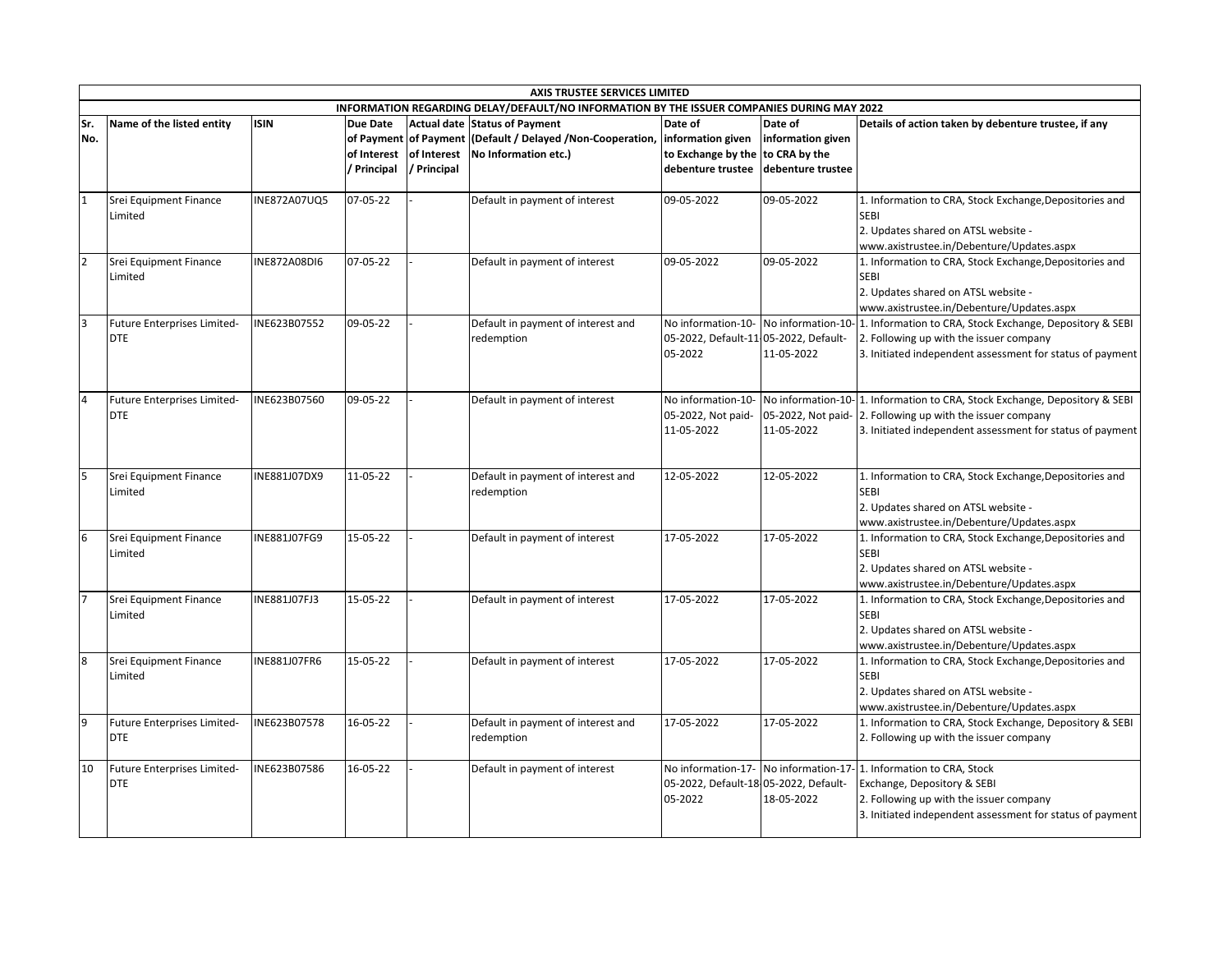**AXIS TRUSTEE SERVICES LIMITED**

**INFORMATION REGARDING DELAY/DEFAULT/NO INFORMATION BY THE ISSUER COMPANIES DURING MAY 2022**

| Sr. No. | Name of the listed entity | ISIN | Due Date of Payment of Interest / Principal | Actual date of Payment of Interest / Principal | Status of Payment (Default / Delayed /Non-Cooperation, No Information etc.) | Date of information given to Exchange by the debenture trustee | Date of information given to CRA by the debenture trustee | Details of action taken by debenture trustee, if any |
|---|---|---|---|---|---|---|---|---|
| 1 | Srei Equipment Finance Limited | INE872A07UQ5 | 07-05-22 | - | Default in payment of interest | 09-05-2022 | 09-05-2022 | 1. Information to CRA, Stock Exchange,Depositories and SEBI 2. Updates shared on ATSL website - www.axistrustee.in/Debenture/Updates.aspx |
| 2 | Srei Equipment Finance Limited | INE872A08DI6 | 07-05-22 | - | Default in payment of interest | 09-05-2022 | 09-05-2022 | 1. Information to CRA, Stock Exchange,Depositories and SEBI 2. Updates shared on ATSL website - www.axistrustee.in/Debenture/Updates.aspx |
| 3 | Future Enterprises Limited-DTE | INE623B07552 | 09-05-22 | - | Default in payment of interest and redemption | No information-10-05-2022, Default-11-05-2022 | No information-10-05-2022, Default-11-05-2022 | 1. Information to CRA, Stock Exchange, Depository & SEBI 2. Following up with the issuer company 3. Initiated independent assessment for status of payment |
| 4 | Future Enterprises Limited-DTE | INE623B07560 | 09-05-22 | - | Default in payment of interest | No information-10-05-2022, Not paid-11-05-2022 | No information-10-05-2022, Not paid-11-05-2022 | 1. Information to CRA, Stock Exchange, Depository & SEBI 2. Following up with the issuer company 3. Initiated independent assessment for status of payment |
| 5 | Srei Equipment Finance Limited | INE881J07DX9 | 11-05-22 | - | Default in payment of interest and redemption | 12-05-2022 | 12-05-2022 | 1. Information to CRA, Stock Exchange,Depositories and SEBI 2. Updates shared on ATSL website - www.axistrustee.in/Debenture/Updates.aspx |
| 6 | Srei Equipment Finance Limited | INE881J07FG9 | 15-05-22 | - | Default in payment of interest | 17-05-2022 | 17-05-2022 | 1. Information to CRA, Stock Exchange,Depositories and SEBI 2. Updates shared on ATSL website - www.axistrustee.in/Debenture/Updates.aspx |
| 7 | Srei Equipment Finance Limited | INE881J07FJ3 | 15-05-22 | - | Default in payment of interest | 17-05-2022 | 17-05-2022 | 1. Information to CRA, Stock Exchange,Depositories and SEBI 2. Updates shared on ATSL website - www.axistrustee.in/Debenture/Updates.aspx |
| 8 | Srei Equipment Finance Limited | INE881J07FR6 | 15-05-22 | - | Default in payment of interest | 17-05-2022 | 17-05-2022 | 1. Information to CRA, Stock Exchange,Depositories and SEBI 2. Updates shared on ATSL website - www.axistrustee.in/Debenture/Updates.aspx |
| 9 | Future Enterprises Limited-DTE | INE623B07578 | 16-05-22 | - | Default in payment of interest and redemption | 17-05-2022 | 17-05-2022 | 1. Information to CRA, Stock Exchange, Depository & SEBI 2. Following up with the issuer company |
| 10 | Future Enterprises Limited-DTE | INE623B07586 | 16-05-22 | - | Default in payment of interest | No information-17-05-2022, Default-18-05-2022 | No information-17-05-2022, Default-18-05-2022 | 1. Information to CRA, Stock Exchange, Depository & SEBI 2. Following up with the issuer company 3. Initiated independent assessment for status of payment |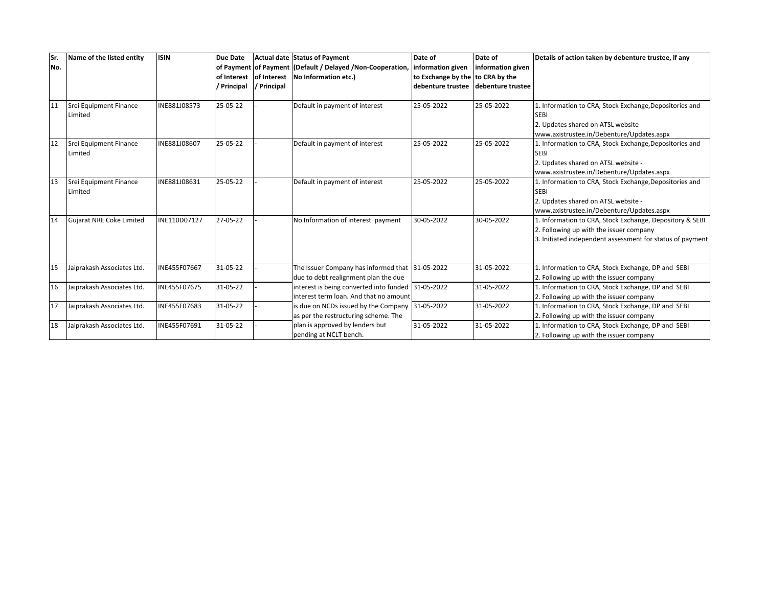| Sr. No. | Name of the listed entity | ISIN | Due Date of Payment of Interest / Principal | Actual date of Payment of Interest / Principal | Status of Payment (Default / Delayed /Non-Cooperation, No Information etc.) | Date of information given to Exchange by the debenture trustee | Date of information given to CRA by the debenture trustee | Details of action taken by debenture trustee, if any |
|---|---|---|---|---|---|---|---|---|
| 11 | Srei Equipment Finance Limited | INE881J08573 | 25-05-22 | - | Default in payment of interest | 25-05-2022 | 25-05-2022 | 1. Information to CRA, Stock Exchange,Depositories and SEBI<br>2. Updates shared on ATSL website - www.axistrustee.in/Debenture/Updates.aspx |
| 12 | Srei Equipment Finance Limited | INE881J08607 | 25-05-22 | - | Default in payment of interest | 25-05-2022 | 25-05-2022 | 1. Information to CRA, Stock Exchange,Depositories and SEBI<br>2. Updates shared on ATSL website - www.axistrustee.in/Debenture/Updates.aspx |
| 13 | Srei Equipment Finance Limited | INE881J08631 | 25-05-22 | - | Default in payment of interest | 25-05-2022 | 25-05-2022 | 1. Information to CRA, Stock Exchange,Depositories and SEBI<br>2. Updates shared on ATSL website - www.axistrustee.in/Debenture/Updates.aspx |
| 14 | Gujarat NRE Coke Limited | INE110D07127 | 27-05-22 | - | No Information of interest payment | 30-05-2022 | 30-05-2022 | 1. Information to CRA, Stock Exchange, Depository & SEBI<br>2. Following up with the issuer company<br>3. Initiated independent assessment for status of payment |
| 15 | Jaiprakash Associates Ltd. | INE455F07667 | 31-05-22 | - | The Issuer Company has informed that due to debt realignment plan the due interest is being converted into funded interest term loan. And that no amount is due on NCDs issued by the Company as per the restructuring scheme. The plan is approved by lenders but pending at NCLT bench. | 31-05-2022 | 31-05-2022 | 1. Information to CRA, Stock Exchange, DP and SEBI<br>2. Following up with the issuer company |
| 16 | Jaiprakash Associates Ltd. | INE455F07675 | 31-05-22 | - | | 31-05-2022 | 31-05-2022 | 1. Information to CRA, Stock Exchange, DP and SEBI<br>2. Following up with the issuer company |
| 17 | Jaiprakash Associates Ltd. | INE455F07683 | 31-05-22 | - | | 31-05-2022 | 31-05-2022 | 1. Information to CRA, Stock Exchange, DP and SEBI<br>2. Following up with the issuer company |
| 18 | Jaiprakash Associates Ltd. | INE455F07691 | 31-05-22 | - | | 31-05-2022 | 31-05-2022 | 1. Information to CRA, Stock Exchange, DP and SEBI<br>2. Following up with the issuer company |